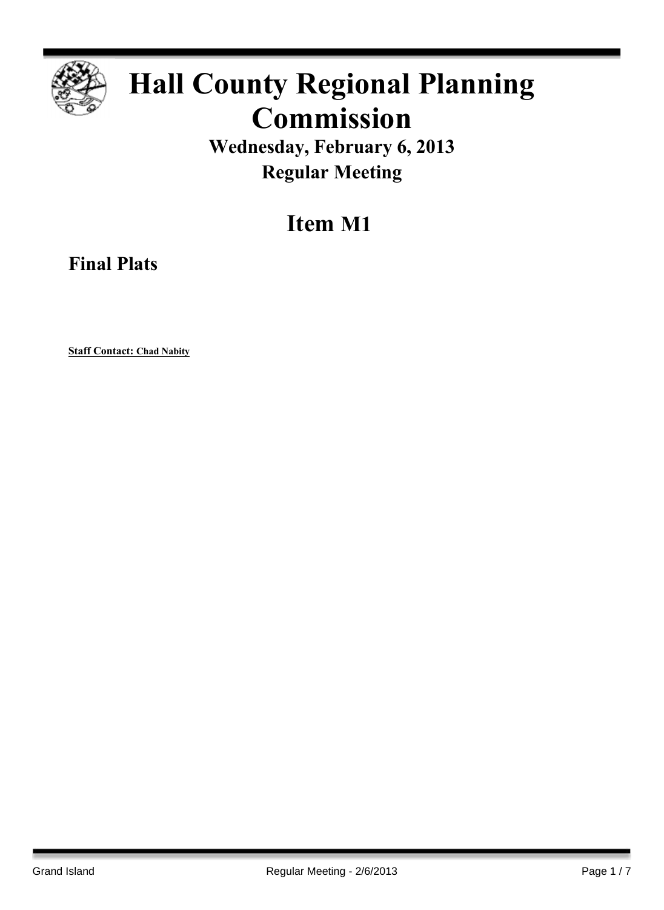# Hall County Regional Planning Commission

## Wednesday, February 6, 2013

## Regular Meeting

# Item M1

## Final Plats

**Staff Contact: Chad Nabity**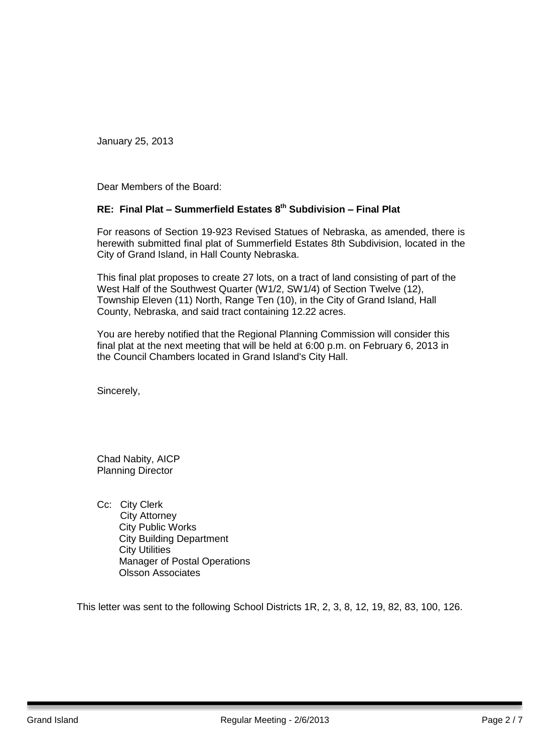January 25, 2013

Dear Members of the Board:

**RE: Final Plat – Summerfield Estates 8th Subdivision – Final Plat**

For reasons of Section 19-923 Revised Statues of Nebraska, as amended, there is herewith submitted final plat of Summerfield Estates 8th Subdivision, located in the City of Grand Island, in Hall County Nebraska.

This final plat proposes to create 27 lots, on a tract of land consisting of part of the West Half of the Southwest Quarter (W1/2, SW1/4) of Section Twelve (12), Township Eleven (11) North, Range Ten (10), in the City of Grand Island, Hall County, Nebraska, and said tract containing 12.22 acres.

You are hereby notified that the Regional Planning Commission will consider this final plat at the next meeting that will be held at 6:00 p.m. on February 6, 2013 in the Council Chambers located in Grand Island's City Hall.

Sincerely,

Chad Nabity, AICP
Planning Director

Cc: City Clerk
City Attorney
City Public Works
City Building Department
City Utilities
Manager of Postal Operations
Olsson Associates

This letter was sent to the following School Districts 1R, 2, 3, 8, 12, 19, 82, 83, 100, 126.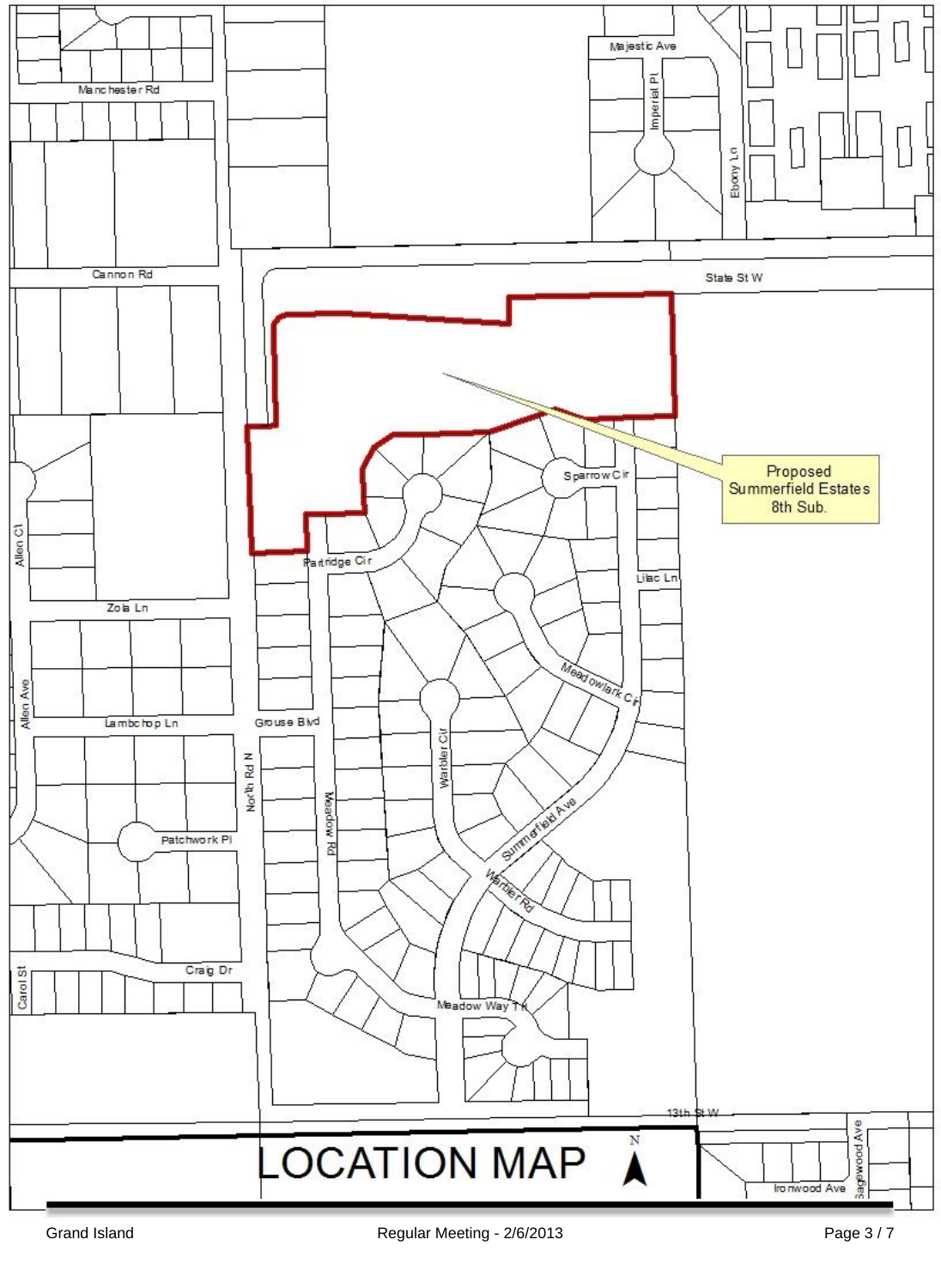# LOCATION MAP

Manchester Rd

Majestic Ave

Imperial Pl

Ebony Ln

Cannon Rd

State St W

Proposed Summerfield Estates 8th Sub.

Allen Ct

Sparrow Cir

Partridge Cir

Lilac Ln

Zola Ln

Meadowlark Cir

Allen Ave

Lambchop Ln

Grouse Blvd

North Rd N

Warbler Cir

Meadow Rd

Summerfield Ave

Patchwork Pl

Warbler Rd

Craig Dr

Carol St

Meadow Way Trl

13th St W

Sagewood Ave

Ironwood Ave

N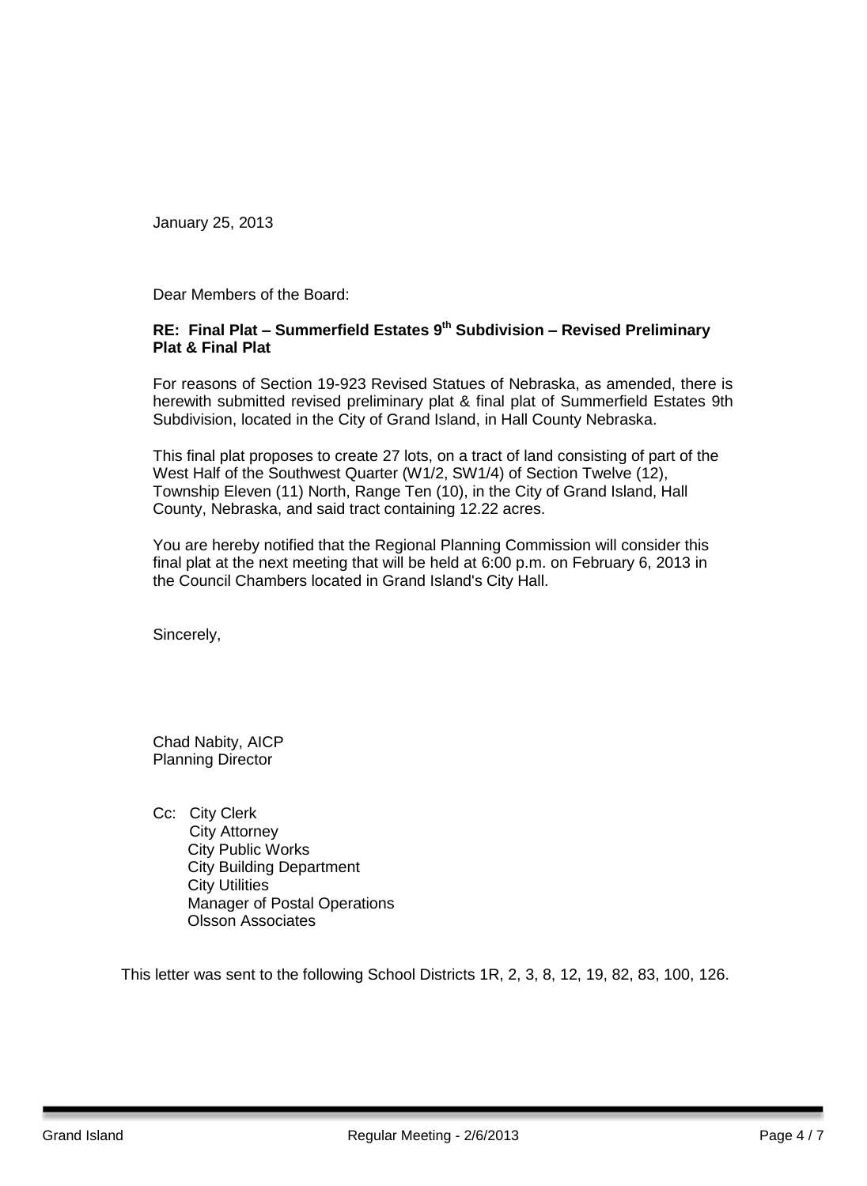January 25, 2013

Dear Members of the Board:

**RE: Final Plat – Summerfield Estates 9th Subdivision – Revised Preliminary Plat & Final Plat**

For reasons of Section 19-923 Revised Statues of Nebraska, as amended, there is herewith submitted revised preliminary plat & final plat of Summerfield Estates 9th Subdivision, located in the City of Grand Island, in Hall County Nebraska.

This final plat proposes to create 27 lots, on a tract of land consisting of part of the West Half of the Southwest Quarter (W1/2, SW1/4) of Section Twelve (12), Township Eleven (11) North, Range Ten (10), in the City of Grand Island, Hall County, Nebraska, and said tract containing 12.22 acres.

You are hereby notified that the Regional Planning Commission will consider this final plat at the next meeting that will be held at 6:00 p.m. on February 6, 2013 in the Council Chambers located in Grand Island's City Hall.

Sincerely,

Chad Nabity, AICP
Planning Director

Cc: City Clerk
City Attorney
City Public Works
City Building Department
City Utilities
Manager of Postal Operations
Olsson Associates

This letter was sent to the following School Districts 1R, 2, 3, 8, 12, 19, 82, 83, 100, 126.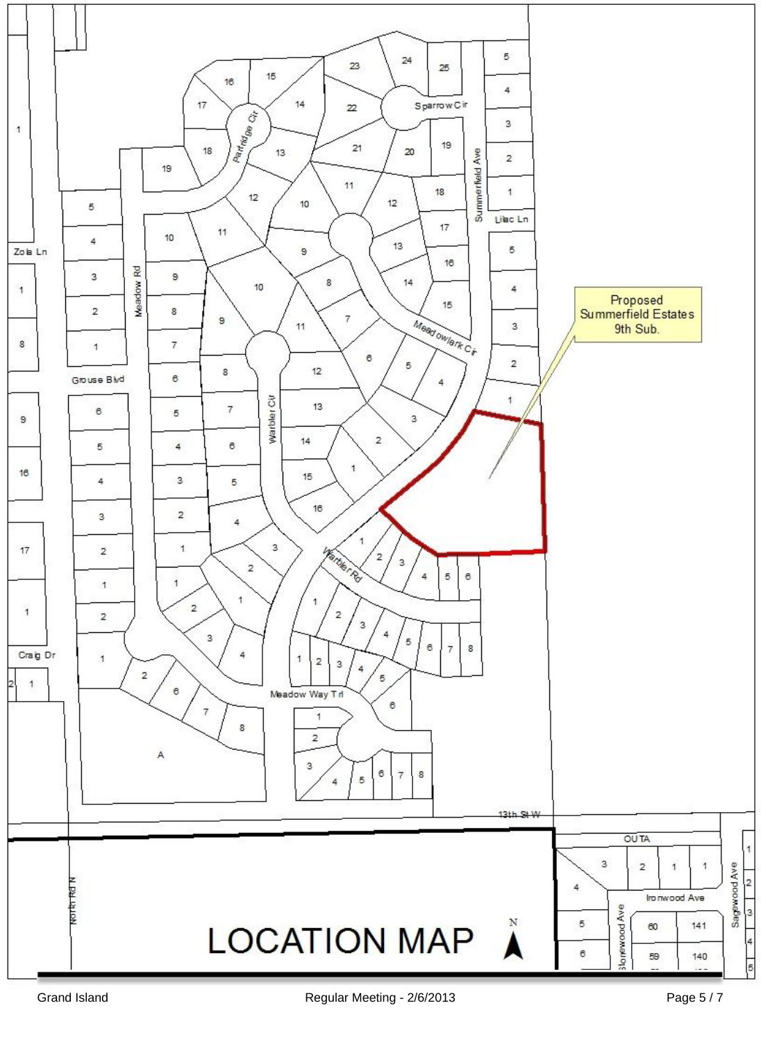# LOCATION MAP

Proposed Summerfield Estates 9th Sub.

N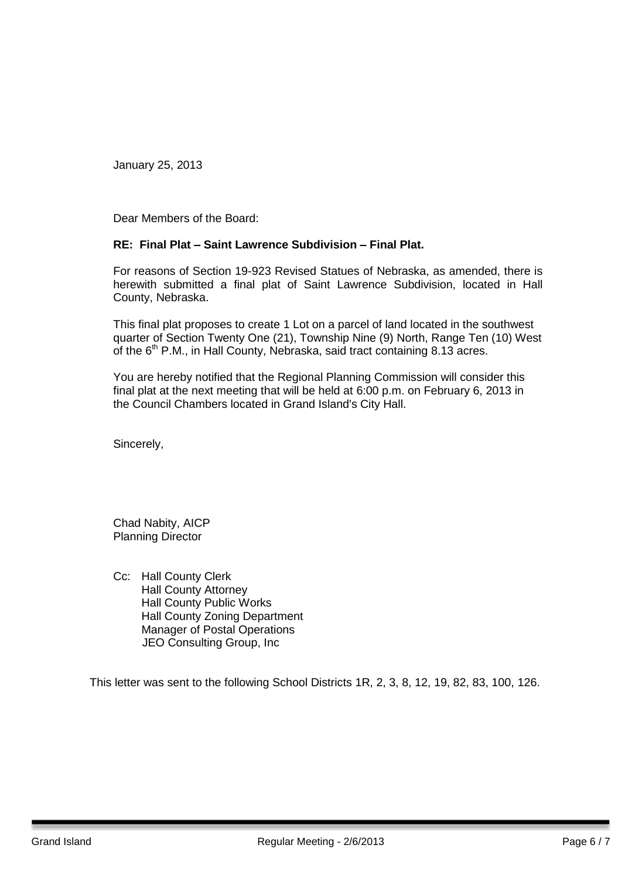January 25, 2013

Dear Members of the Board:

**RE: Final Plat – Saint Lawrence Subdivision – Final Plat.**

For reasons of Section 19-923 Revised Statues of Nebraska, as amended, there is herewith submitted a final plat of Saint Lawrence Subdivision, located in Hall County, Nebraska.

This final plat proposes to create 1 Lot on a parcel of land located in the southwest quarter of Section Twenty One (21), Township Nine (9) North, Range Ten (10) West of the 6th P.M., in Hall County, Nebraska, said tract containing 8.13 acres.

You are hereby notified that the Regional Planning Commission will consider this final plat at the next meeting that will be held at 6:00 p.m. on February 6, 2013 in the Council Chambers located in Grand Island's City Hall.

Sincerely,

Chad Nabity, AICP
Planning Director

Cc: Hall County Clerk
Hall County Attorney
Hall County Public Works
Hall County Zoning Department
Manager of Postal Operations
JEO Consulting Group, Inc

This letter was sent to the following School Districts 1R, 2, 3, 8, 12, 19, 82, 83, 100, 126.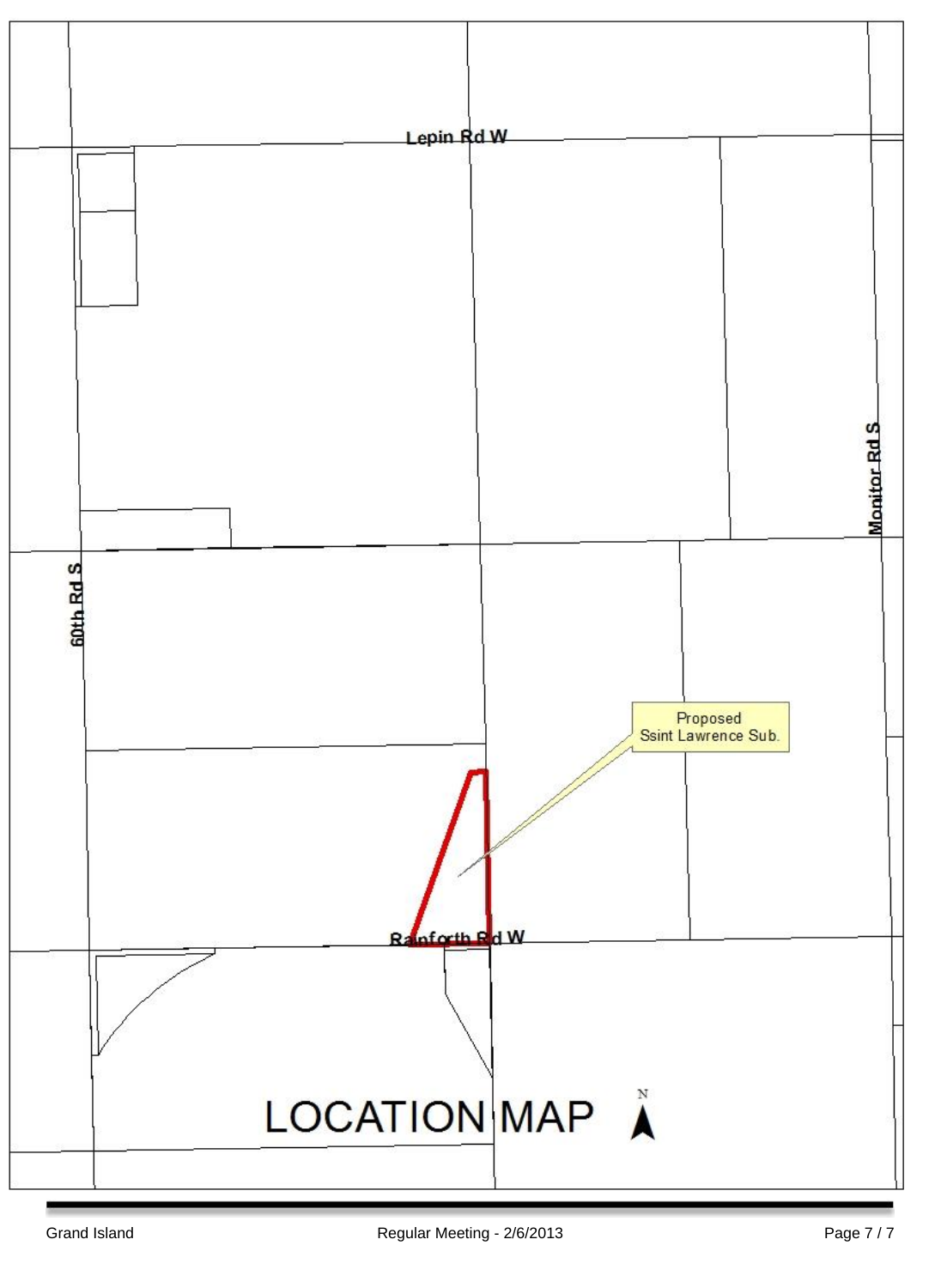Lepin Rd W

Monitor Rd S

60th Rd S

Proposed
Ssint Lawrence Sub.

Rainforth Rd W

LOCATION MAP

N